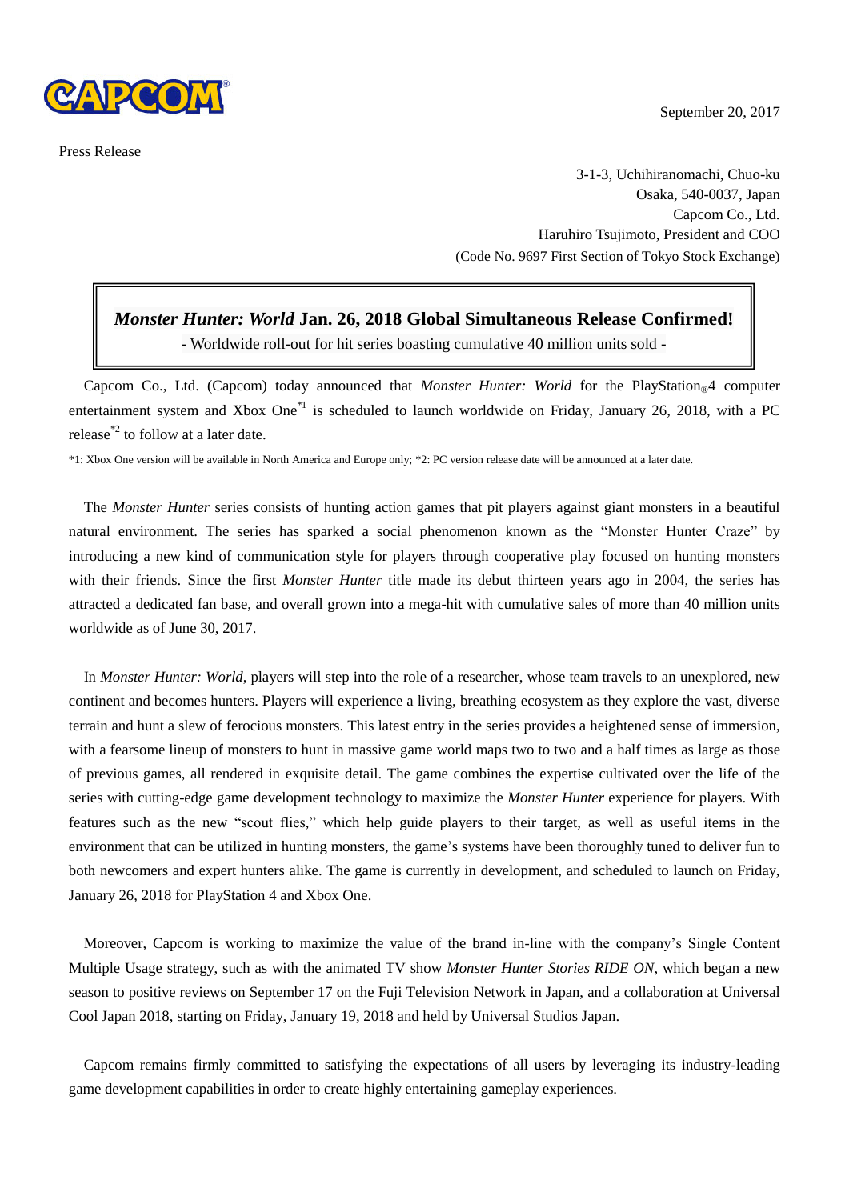CAPCOM

September 20, 2017

Press Release

3-1-3, Uchihiranomachi, Chuo-ku
Osaka, 540-0037, Japan
Capcom Co., Ltd.
Haruhiro Tsujimoto, President and COO
(Code No. 9697 First Section of Tokyo Stock Exchange)

# ***Monster Hunter: World*** Jan. 26, 2018 Global Simultaneous Release Confirmed!

- Worldwide roll-out for hit series boasting cumulative 40 million units sold -

Capcom Co., Ltd. (Capcom) today announced that *Monster Hunter: World* for the PlayStation®4 computer entertainment system and Xbox One[*1] is scheduled to launch worldwide on Friday, January 26, 2018, with a PC release[*2] to follow at a later date.

*1: Xbox One version will be available in North America and Europe only; *2: PC version release date will be announced at a later date.

The *Monster Hunter* series consists of hunting action games that pit players against giant monsters in a beautiful natural environment. The series has sparked a social phenomenon known as the "Monster Hunter Craze" by introducing a new kind of communication style for players through cooperative play focused on hunting monsters with their friends. Since the first *Monster Hunter* title made its debut thirteen years ago in 2004, the series has attracted a dedicated fan base, and overall grown into a mega-hit with cumulative sales of more than 40 million units worldwide as of June 30, 2017.

In *Monster Hunter: World*, players will step into the role of a researcher, whose team travels to an unexplored, new continent and becomes hunters. Players will experience a living, breathing ecosystem as they explore the vast, diverse terrain and hunt a slew of ferocious monsters. This latest entry in the series provides a heightened sense of immersion, with a fearsome lineup of monsters to hunt in massive game world maps two to two and a half times as large as those of previous games, all rendered in exquisite detail. The game combines the expertise cultivated over the life of the series with cutting-edge game development technology to maximize the *Monster Hunter* experience for players. With features such as the new "scout flies," which help guide players to their target, as well as useful items in the environment that can be utilized in hunting monsters, the game's systems have been thoroughly tuned to deliver fun to both newcomers and expert hunters alike. The game is currently in development, and scheduled to launch on Friday, January 26, 2018 for PlayStation 4 and Xbox One.

Moreover, Capcom is working to maximize the value of the brand in-line with the company's Single Content Multiple Usage strategy, such as with the animated TV show *Monster Hunter Stories RIDE ON*, which began a new season to positive reviews on September 17 on the Fuji Television Network in Japan, and a collaboration at Universal Cool Japan 2018, starting on Friday, January 19, 2018 and held by Universal Studios Japan.

Capcom remains firmly committed to satisfying the expectations of all users by leveraging its industry-leading game development capabilities in order to create highly entertaining gameplay experiences.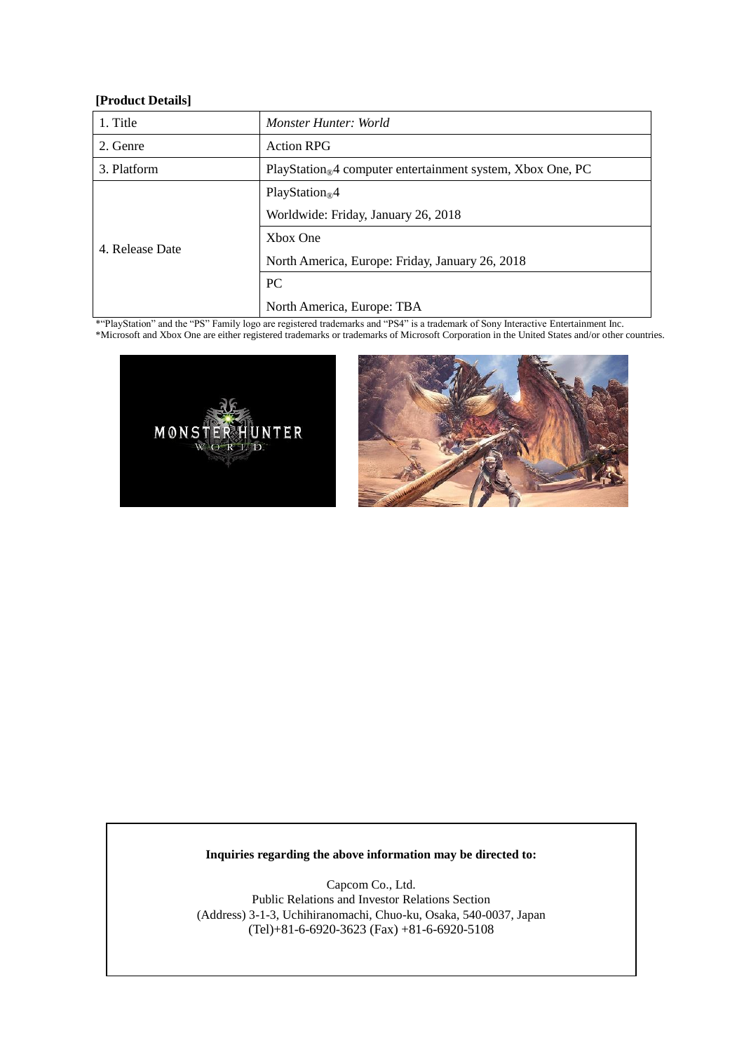**[Product Details]**

| | |
|---|---|
| 1. Title | *Monster Hunter: World* |
| 2. Genre | Action RPG |
| 3. Platform | PlayStation®4 computer entertainment system, Xbox One, PC |
| 4. Release Date | PlayStation®4<br>Worldwide: Friday, January 26, 2018 |
| | Xbox One<br>North America, Europe: Friday, January 26, 2018 |
| | PC<br>North America, Europe: TBA |

*"PlayStation" and the "PS" Family logo are registered trademarks and "PS4" is a trademark of Sony Interactive Entertainment Inc.
*Microsoft and Xbox One are either registered trademarks or trademarks of Microsoft Corporation in the United States and/or other countries.

**Inquiries regarding the above information may be directed to:**

Capcom Co., Ltd.
Public Relations and Investor Relations Section
(Address) 3-1-3, Uchihiranomachi, Chuo-ku, Osaka, 540-0037, Japan
(Tel)+81-6-6920-3623 (Fax) +81-6-6920-5108